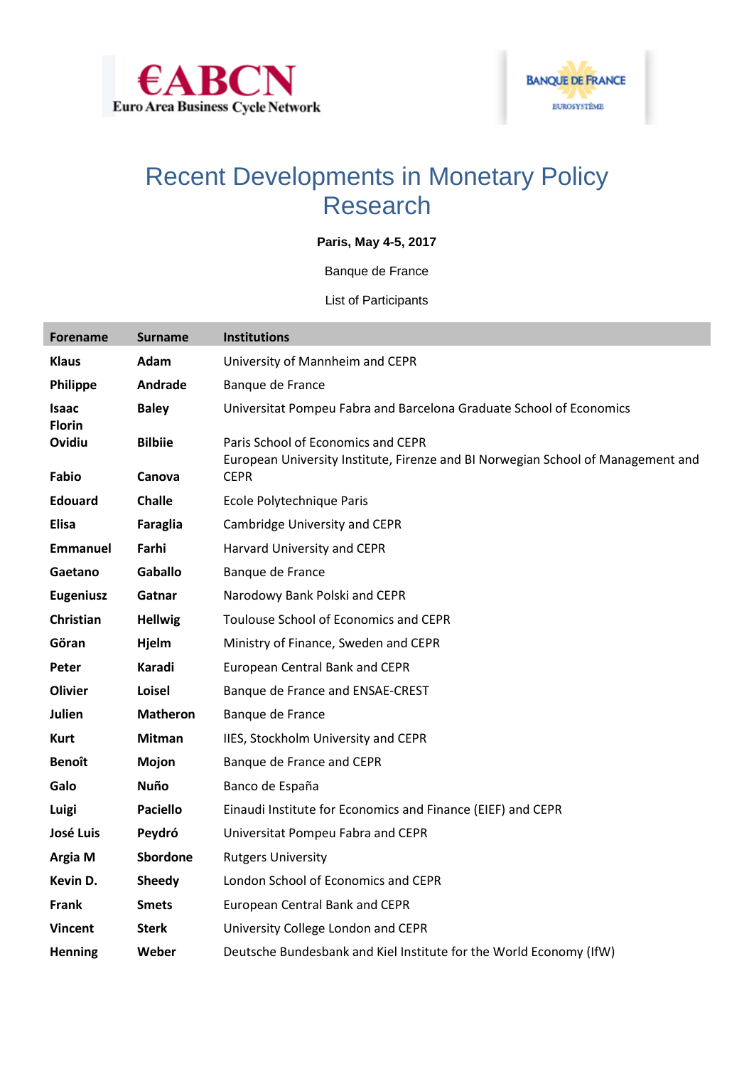€ABCN
Euro Area Business Cycle Network

BANQUE DE FRANCE
EUROSYSTÈME

# Recent Developments in Monetary Policy Research

**Paris, May 4-5, 2017**

Banque de France

List of Participants

| Forename | Surname | Institutions |
|---|---|---|
| **Klaus** | **Adam** | University of Mannheim and CEPR |
| **Philippe** | **Andrade** | Banque de France |
| **Isaac** | **Baley** | Universitat Pompeu Fabra and Barcelona Graduate School of Economics |
| **Florin Ovidiu** | **Bilbiie** | Paris School of Economics and CEPR |
| **Fabio** | **Canova** | European University Institute, Firenze and BI Norwegian School of Management and CEPR |
| **Edouard** | **Challe** | Ecole Polytechnique Paris |
| **Elisa** | **Faraglia** | Cambridge University and CEPR |
| **Emmanuel** | **Farhi** | Harvard University and CEPR |
| **Gaetano** | **Gaballo** | Banque de France |
| **Eugeniusz** | **Gatnar** | Narodowy Bank Polski and CEPR |
| **Christian** | **Hellwig** | Toulouse School of Economics and CEPR |
| **Göran** | **Hjelm** | Ministry of Finance, Sweden and CEPR |
| **Peter** | **Karadi** | European Central Bank and CEPR |
| **Olivier** | **Loisel** | Banque de France and ENSAE-CREST |
| **Julien** | **Matheron** | Banque de France |
| **Kurt** | **Mitman** | IIES, Stockholm University and CEPR |
| **Benoît** | **Mojon** | Banque de France and CEPR |
| **Galo** | **Nuño** | Banco de España |
| **Luigi** | **Paciello** | Einaudi Institute for Economics and Finance (EIEF) and CEPR |
| **José Luis** | **Peydró** | Universitat Pompeu Fabra and CEPR |
| **Argia M** | **Sbordone** | Rutgers University |
| **Kevin D.** | **Sheedy** | London School of Economics and CEPR |
| **Frank** | **Smets** | European Central Bank and CEPR |
| **Vincent** | **Sterk** | University College London and CEPR |
| **Henning** | **Weber** | Deutsche Bundesbank and Kiel Institute for the World Economy (IfW) |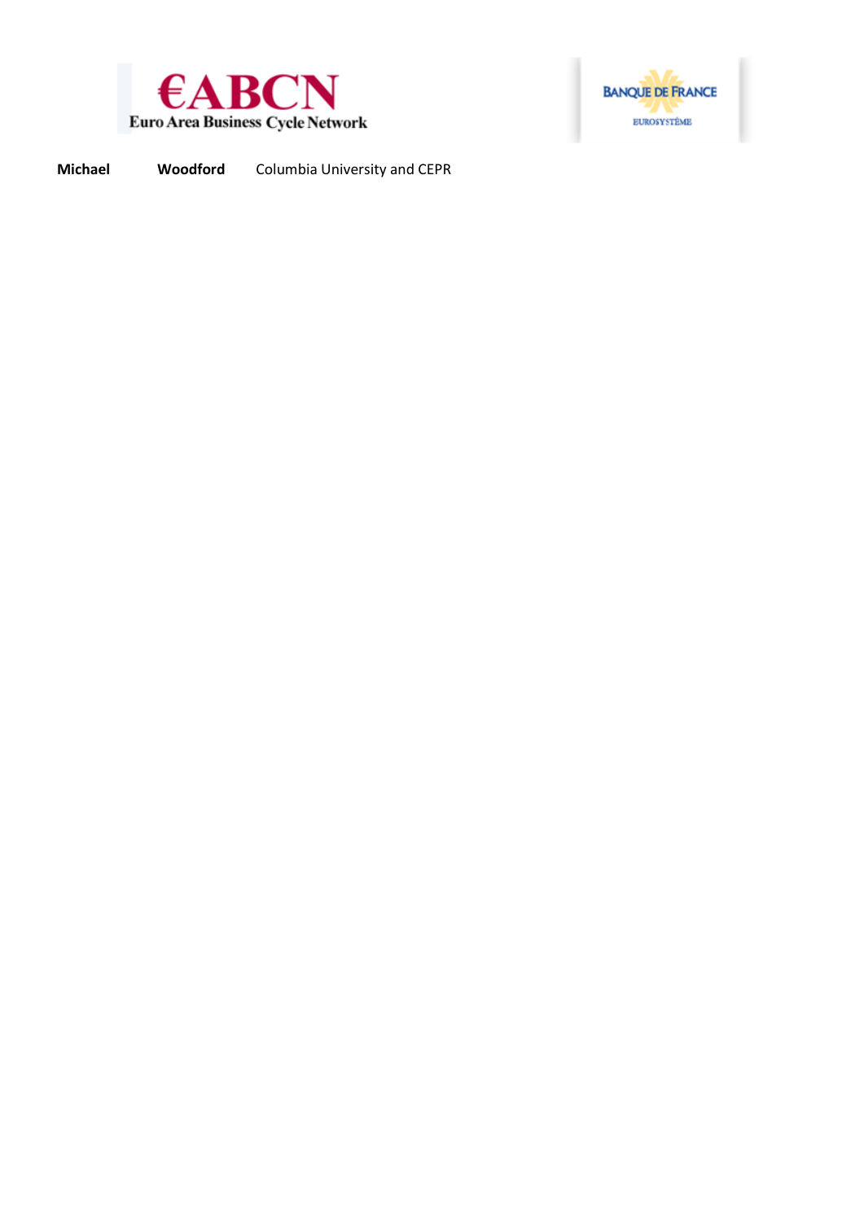**Michael** **Woodford** Columbia University and CEPR